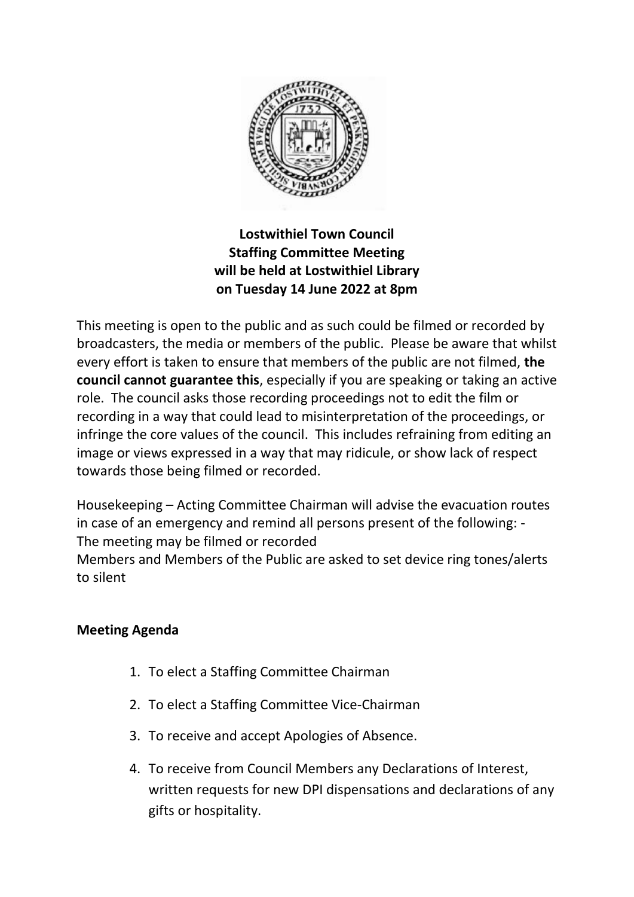**Lostwithiel Town Council**
**Staffing Committee Meeting**
**will be held at Lostwithiel Library**
**on Tuesday 14 June 2022 at 8pm**

This meeting is open to the public and as such could be filmed or recorded by broadcasters, the media or members of the public. Please be aware that whilst every effort is taken to ensure that members of the public are not filmed, **the council cannot guarantee this**, especially if you are speaking or taking an active role. The council asks those recording proceedings not to edit the film or recording in a way that could lead to misinterpretation of the proceedings, or infringe the core values of the council. This includes refraining from editing an image or views expressed in a way that may ridicule, or show lack of respect towards those being filmed or recorded.

Housekeeping – Acting Committee Chairman will advise the evacuation routes in case of an emergency and remind all persons present of the following: -
The meeting may be filmed or recorded
Members and Members of the Public are asked to set device ring tones/alerts to silent

**Meeting Agenda**

1. To elect a Staffing Committee Chairman
2. To elect a Staffing Committee Vice-Chairman
3. To receive and accept Apologies of Absence.
4. To receive from Council Members any Declarations of Interest, written requests for new DPI dispensations and declarations of any gifts or hospitality.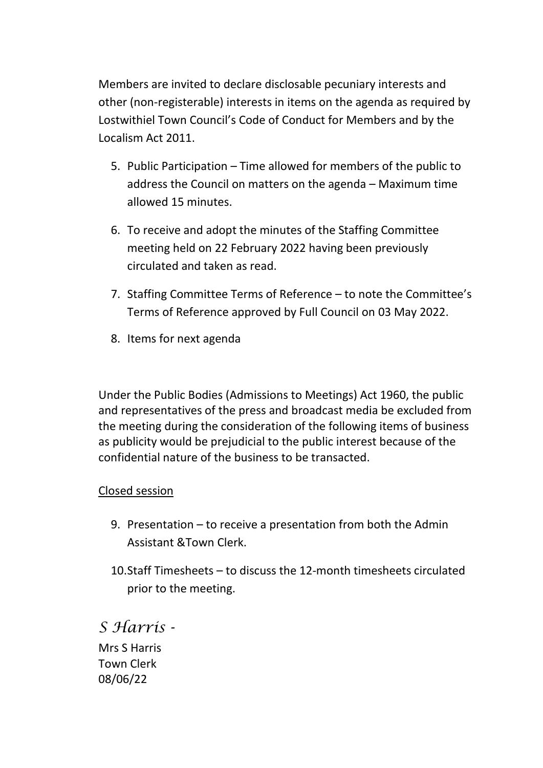Members are invited to declare disclosable pecuniary interests and other (non-registerable) interests in items on the agenda as required by Lostwithiel Town Council's Code of Conduct for Members and by the Localism Act 2011.

5. Public Participation – Time allowed for members of the public to address the Council on matters on the agenda – Maximum time allowed 15 minutes.

6. To receive and adopt the minutes of the Staffing Committee meeting held on 22 February 2022 having been previously circulated and taken as read.

7. Staffing Committee Terms of Reference – to note the Committee's Terms of Reference approved by Full Council on 03 May 2022.

8. Items for next agenda

Under the Public Bodies (Admissions to Meetings) Act 1960, the public and representatives of the press and broadcast media be excluded from the meeting during the consideration of the following items of business as publicity would be prejudicial to the public interest because of the confidential nature of the business to be transacted.

Closed session

9. Presentation – to receive a presentation from both the Admin Assistant &Town Clerk.

10. Staff Timesheets – to discuss the 12-month timesheets circulated prior to the meeting.

*S Harris -*

Mrs S Harris
Town Clerk
08/06/22